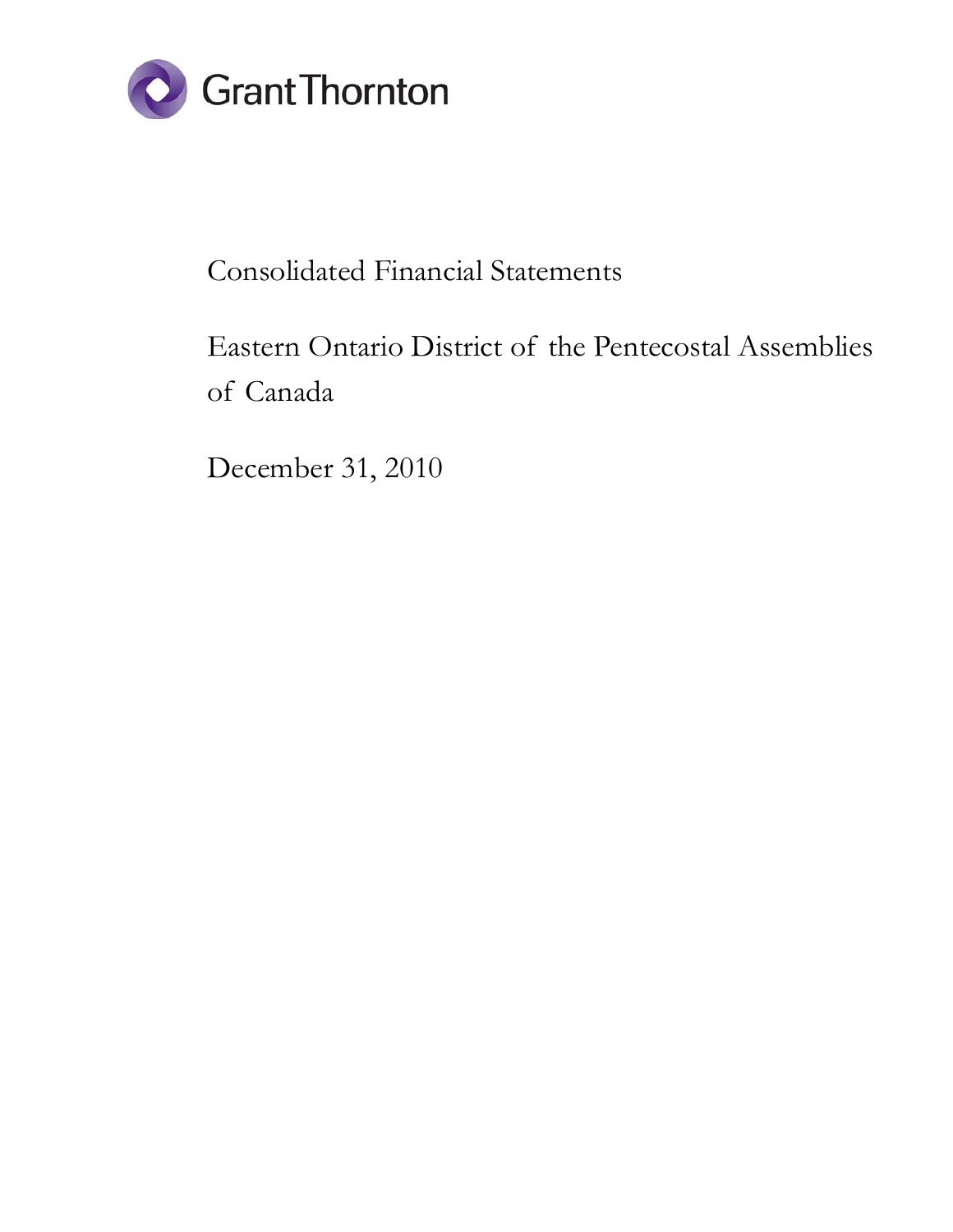Grant Thornton

# Consolidated Financial Statements

## Eastern Ontario District of the Pentecostal Assemblies of Canada

December 31, 2010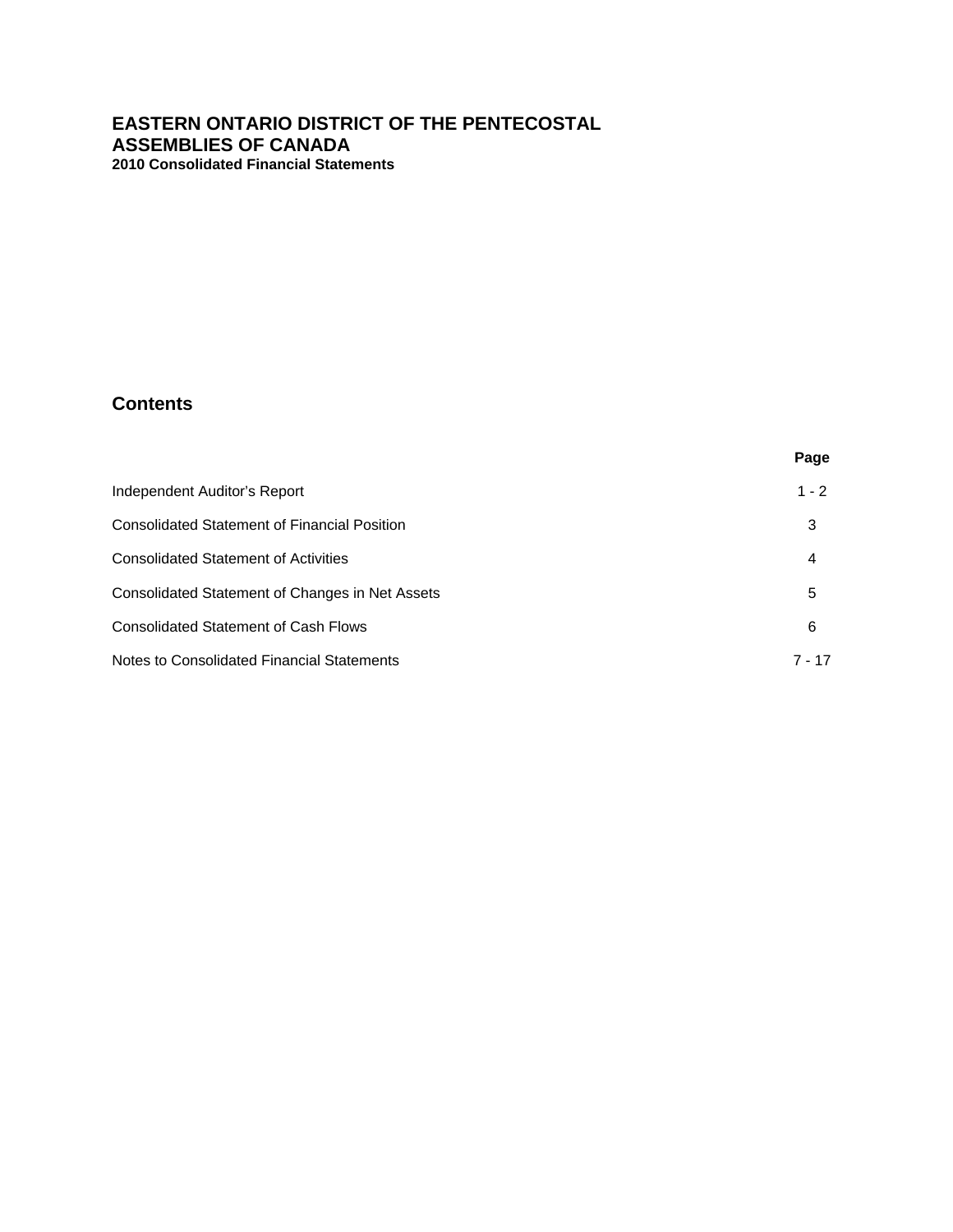# EASTERN ONTARIO DISTRICT OF THE PENTECOSTAL ASSEMBLIES OF CANADA

**2010 Consolidated Financial Statements**

## Contents

| | Page |
|---|---|
| Independent Auditor's Report | 1 - 2 |
| Consolidated Statement of Financial Position | 3 |
| Consolidated Statement of Activities | 4 |
| Consolidated Statement of Changes in Net Assets | 5 |
| Consolidated Statement of Cash Flows | 6 |
| Notes to Consolidated Financial Statements | 7 - 17 |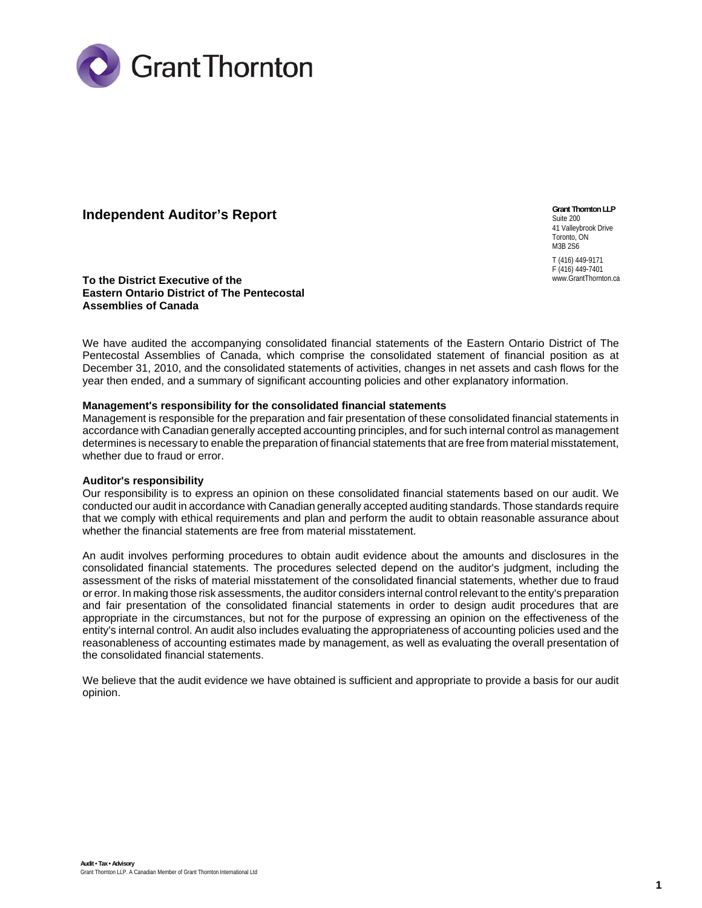Grant Thornton

## Independent Auditor's Report

**Grant Thornton LLP**
Suite 200
41 Valleybrook Drive
Toronto, ON
M3B 2S6

T (416) 449-9171
F (416) 449-7401
www.GrantThornton.ca

**To the District Executive of the Eastern Ontario District of The Pentecostal Assemblies of Canada**

We have audited the accompanying consolidated financial statements of the Eastern Ontario District of The Pentecostal Assemblies of Canada, which comprise the consolidated statement of financial position as at December 31, 2010, and the consolidated statements of activities, changes in net assets and cash flows for the year then ended, and a summary of significant accounting policies and other explanatory information.

**Management's responsibility for the consolidated financial statements**

Management is responsible for the preparation and fair presentation of these consolidated financial statements in accordance with Canadian generally accepted accounting principles, and for such internal control as management determines is necessary to enable the preparation of financial statements that are free from material misstatement, whether due to fraud or error.

**Auditor's responsibility**

Our responsibility is to express an opinion on these consolidated financial statements based on our audit. We conducted our audit in accordance with Canadian generally accepted auditing standards. Those standards require that we comply with ethical requirements and plan and perform the audit to obtain reasonable assurance about whether the financial statements are free from material misstatement.

An audit involves performing procedures to obtain audit evidence about the amounts and disclosures in the consolidated financial statements. The procedures selected depend on the auditor's judgment, including the assessment of the risks of material misstatement of the consolidated financial statements, whether due to fraud or error. In making those risk assessments, the auditor considers internal control relevant to the entity's preparation and fair presentation of the consolidated financial statements in order to design audit procedures that are appropriate in the circumstances, but not for the purpose of expressing an opinion on the effectiveness of the entity's internal control. An audit also includes evaluating the appropriateness of accounting policies used and the reasonableness of accounting estimates made by management, as well as evaluating the overall presentation of the consolidated financial statements.

We believe that the audit evidence we have obtained is sufficient and appropriate to provide a basis for our audit opinion.

**Audit • Tax • Advisory**
Grant Thornton LLP. A Canadian Member of Grant Thornton International Ltd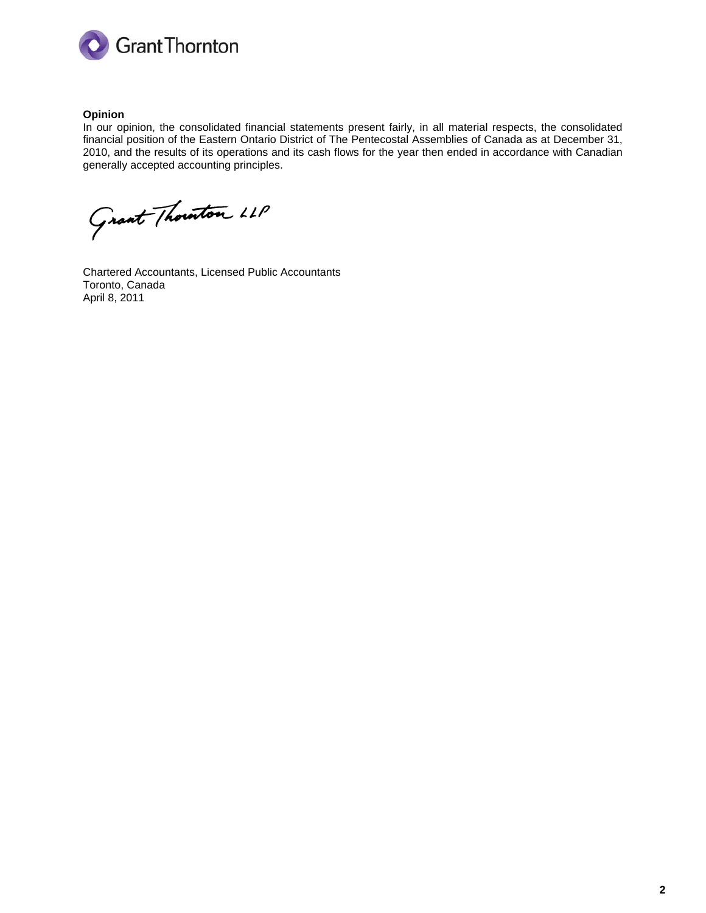**Opinion**

In our opinion, the consolidated financial statements present fairly, in all material respects, the consolidated financial position of the Eastern Ontario District of The Pentecostal Assemblies of Canada as at December 31, 2010, and the results of its operations and its cash flows for the year then ended in accordance with Canadian generally accepted accounting principles.

Grant Thornton LLP

Chartered Accountants, Licensed Public Accountants
Toronto, Canada
April 8, 2011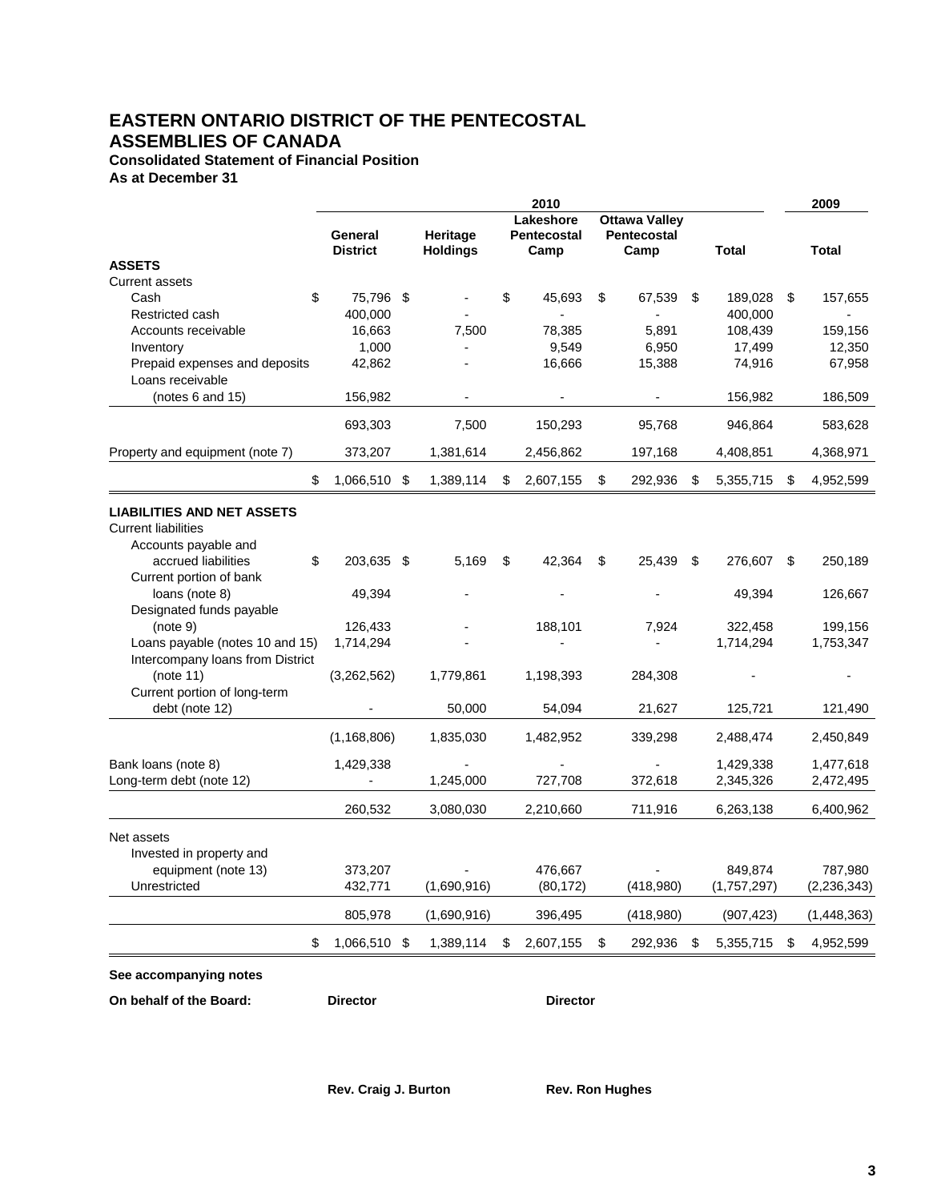# EASTERN ONTARIO DISTRICT OF THE PENTECOSTAL ASSEMBLIES OF CANADA

**Consolidated Statement of Financial Position**
**As at December 31**

| | 2010 | | | | | 2009 |
|---|---|---|---|---|---|---|
| | General District | Heritage Holdings | Lakeshore Pentecostal Camp | Ottawa Valley Pentecostal Camp | Total | Total |
| **ASSETS** | | | | | | |
| Current assets | | | | | | |
| Cash | $ 75,796 | $ - | $ 45,693 | $ 67,539 | $ 189,028 | $ 157,655 |
| Restricted cash | 400,000 | - | - | - | 400,000 | - |
| Accounts receivable | 16,663 | 7,500 | 78,385 | 5,891 | 108,439 | 159,156 |
| Inventory | 1,000 | - | 9,549 | 6,950 | 17,499 | 12,350 |
| Prepaid expenses and deposits | 42,862 | - | 16,666 | 15,388 | 74,916 | 67,958 |
| Loans receivable (notes 6 and 15) | 156,982 | - | - | - | 156,982 | 186,509 |
| | 693,303 | 7,500 | 150,293 | 95,768 | 946,864 | 583,628 |
| Property and equipment (note 7) | 373,207 | 1,381,614 | 2,456,862 | 197,168 | 4,408,851 | 4,368,971 |
| | $ 1,066,510 | $ 1,389,114 | $ 2,607,155 | $ 292,936 | $ 5,355,715 | $ 4,952,599 |
| **LIABILITIES AND NET ASSETS** | | | | | | |
| Current liabilities | | | | | | |
| Accounts payable and accrued liabilities | $ 203,635 | $ 5,169 | $ 42,364 | $ 25,439 | $ 276,607 | $ 250,189 |
| Current portion of bank loans (note 8) | 49,394 | - | - | - | 49,394 | 126,667 |
| Designated funds payable (note 9) | 126,433 | - | 188,101 | 7,924 | 322,458 | 199,156 |
| Loans payable (notes 10 and 15) | 1,714,294 | - | - | - | 1,714,294 | 1,753,347 |
| Intercompany loans from District (note 11) | (3,262,562) | 1,779,861 | 1,198,393 | 284,308 | - | - |
| Current portion of long-term debt (note 12) | - | 50,000 | 54,094 | 21,627 | 125,721 | 121,490 |
| | (1,168,806) | 1,835,030 | 1,482,952 | 339,298 | 2,488,474 | 2,450,849 |
| Bank loans (note 8) | 1,429,338 | - | - | - | 1,429,338 | 1,477,618 |
| Long-term debt (note 12) | - | 1,245,000 | 727,708 | 372,618 | 2,345,326 | 2,472,495 |
| | 260,532 | 3,080,030 | 2,210,660 | 711,916 | 6,263,138 | 6,400,962 |
| Net assets | | | | | | |
| Invested in property and equipment (note 13) | 373,207 | - | 476,667 | - | 849,874 | 787,980 |
| Unrestricted | 432,771 | (1,690,916) | (80,172) | (418,980) | (1,757,297) | (2,236,343) |
| | 805,978 | (1,690,916) | 396,495 | (418,980) | (907,423) | (1,448,363) |
| | $ 1,066,510 | $ 1,389,114 | $ 2,607,155 | $ 292,936 | $ 5,355,715 | $ 4,952,599 |

**See accompanying notes**

**On behalf of the Board:** **Director** **Director**

**Rev. Craig J. Burton** **Rev. Ron Hughes**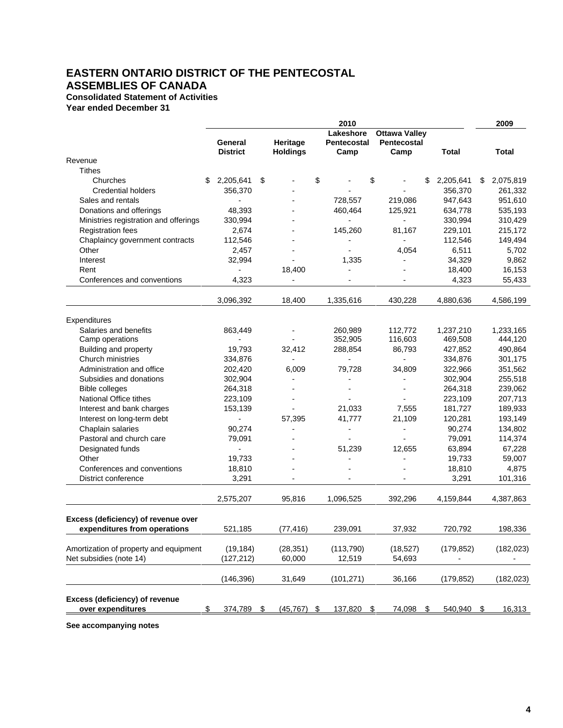# EASTERN ONTARIO DISTRICT OF THE PENTECOSTAL ASSEMBLIES OF CANADA

**Consolidated Statement of Activities**

**Year ended December 31**

| | 2010 | | | | | 2009 |
|---|---|---|---|---|---|---|
| | General District | Heritage Holdings | Lakeshore Pentecostal Camp | Ottawa Valley Pentecostal Camp | Total | Total |
| **Revenue** | | | | | | |
| Tithes | | | | | | |
| Churches | $ 2,205,641 | $ - | $ - | $ - | $ 2,205,641 | $ 2,075,819 |
| Credential holders | 356,370 | - | - | - | 356,370 | 261,332 |
| Sales and rentals | - | - | 728,557 | 219,086 | 947,643 | 951,610 |
| Donations and offerings | 48,393 | - | 460,464 | 125,921 | 634,778 | 535,193 |
| Ministries registration and offerings | 330,994 | - | - | - | 330,994 | 310,429 |
| Registration fees | 2,674 | - | 145,260 | 81,167 | 229,101 | 215,172 |
| Chaplaincy government contracts | 112,546 | - | - | - | 112,546 | 149,494 |
| Other | 2,457 | - | - | 4,054 | 6,511 | 5,702 |
| Interest | 32,994 | - | 1,335 | - | 34,329 | 9,862 |
| Rent | - | 18,400 | - | - | 18,400 | 16,153 |
| Conferences and conventions | 4,323 | - | - | - | 4,323 | 55,433 |
| | 3,096,392 | 18,400 | 1,335,616 | 430,228 | 4,880,636 | 4,586,199 |
| **Expenditures** | | | | | | |
| Salaries and benefits | 863,449 | - | 260,989 | 112,772 | 1,237,210 | 1,233,165 |
| Camp operations | - | - | 352,905 | 116,603 | 469,508 | 444,120 |
| Building and property | 19,793 | 32,412 | 288,854 | 86,793 | 427,852 | 490,864 |
| Church ministries | 334,876 | - | - | - | 334,876 | 301,175 |
| Administration and office | 202,420 | 6,009 | 79,728 | 34,809 | 322,966 | 351,562 |
| Subsidies and donations | 302,904 | - | - | - | 302,904 | 255,518 |
| Bible colleges | 264,318 | - | - | - | 264,318 | 239,062 |
| National Office tithes | 223,109 | - | - | - | 223,109 | 207,713 |
| Interest and bank charges | 153,139 | - | 21,033 | 7,555 | 181,727 | 189,933 |
| Interest on long-term debt | - | 57,395 | 41,777 | 21,109 | 120,281 | 193,149 |
| Chaplain salaries | 90,274 | - | - | - | 90,274 | 134,802 |
| Pastoral and church care | 79,091 | - | - | - | 79,091 | 114,374 |
| Designated funds | - | - | 51,239 | 12,655 | 63,894 | 67,228 |
| Other | 19,733 | - | - | - | 19,733 | 59,007 |
| Conferences and conventions | 18,810 | - | - | - | 18,810 | 4,875 |
| District conference | 3,291 | - | - | - | 3,291 | 101,316 |
| | 2,575,207 | 95,816 | 1,096,525 | 392,296 | 4,159,844 | 4,387,863 |
| **Excess (deficiency) of revenue over expenditures from operations** | 521,185 | (77,416) | 239,091 | 37,932 | 720,792 | 198,336 |
| Amortization of property and equipment | (19,184) | (28,351) | (113,790) | (18,527) | (179,852) | (182,023) |
| Net subsidies (note 14) | (127,212) | 60,000 | 12,519 | 54,693 | - | - |
| | (146,396) | 31,649 | (101,271) | 36,166 | (179,852) | (182,023) |
| **Excess (deficiency) of revenue over expenditures** | $ 374,789 | $ (45,767) | $ 137,820 | $ 74,098 | $ 540,940 | $ 16,313 |

**See accompanying notes**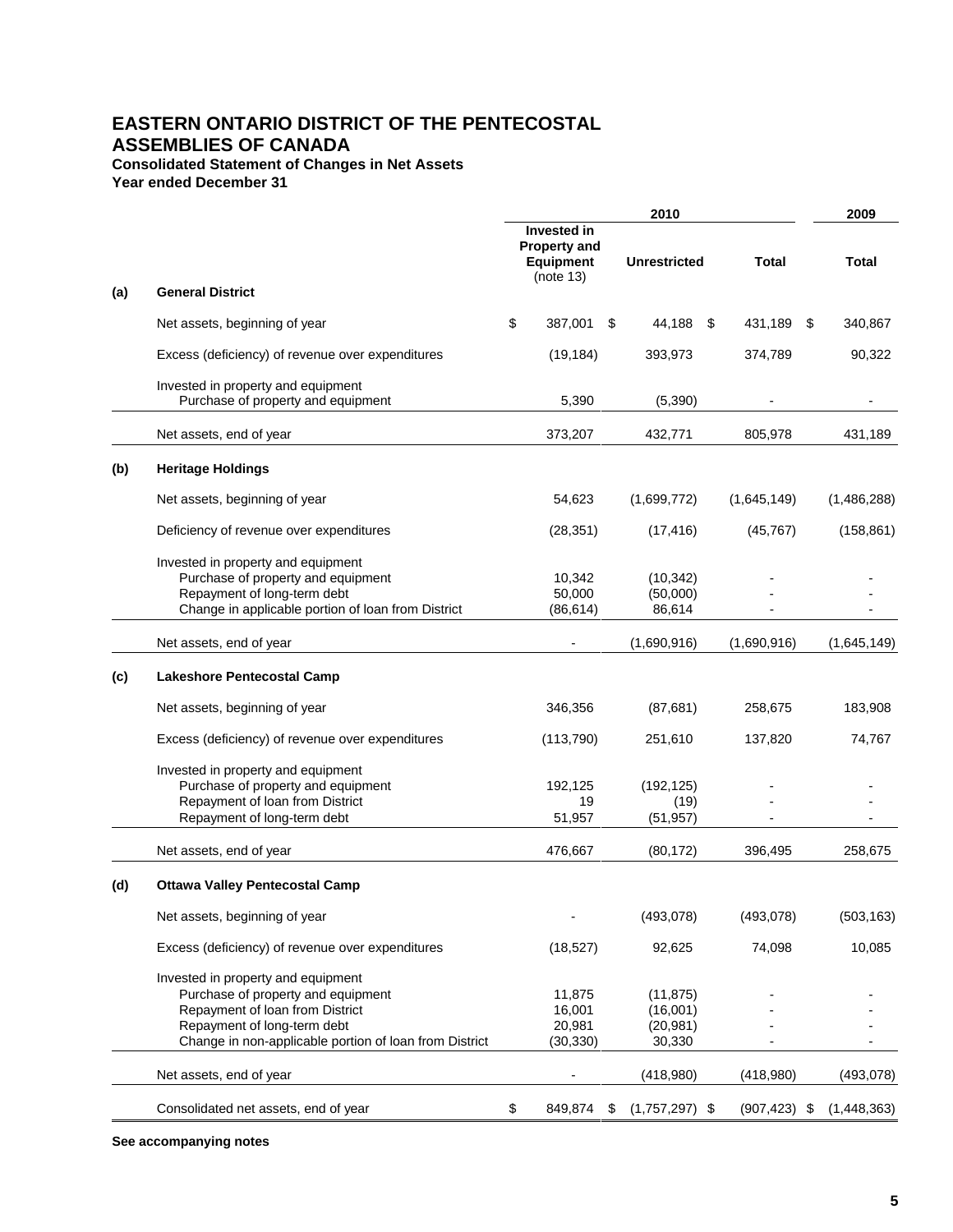# EASTERN ONTARIO DISTRICT OF THE PENTECOSTAL ASSEMBLIES OF CANADA

**Consolidated Statement of Changes in Net Assets**
**Year ended December 31**

| | | 2010 | | | 2009 |
|---|---|---|---|---|---|
| | | **Invested in Property and Equipment** (note 13) | **Unrestricted** | **Total** | **Total** |
| **(a)** | **General District** | | | | |
| | Net assets, beginning of year | $ 387,001 | $ 44,188 | $ 431,189 | $ 340,867 |
| | Excess (deficiency) of revenue over expenditures | (19,184) | 393,973 | 374,789 | 90,322 |
| | Invested in property and equipment | | | | |
| | Purchase of property and equipment | 5,390 | (5,390) | - | - |
| | Net assets, end of year | 373,207 | 432,771 | 805,978 | 431,189 |
| **(b)** | **Heritage Holdings** | | | | |
| | Net assets, beginning of year | 54,623 | (1,699,772) | (1,645,149) | (1,486,288) |
| | Deficiency of revenue over expenditures | (28,351) | (17,416) | (45,767) | (158,861) |
| | Invested in property and equipment | | | | |
| | Purchase of property and equipment | 10,342 | (10,342) | - | - |
| | Repayment of long-term debt | 50,000 | (50,000) | - | - |
| | Change in applicable portion of loan from District | (86,614) | 86,614 | - | - |
| | Net assets, end of year | - | (1,690,916) | (1,690,916) | (1,645,149) |
| **(c)** | **Lakeshore Pentecostal Camp** | | | | |
| | Net assets, beginning of year | 346,356 | (87,681) | 258,675 | 183,908 |
| | Excess (deficiency) of revenue over expenditures | (113,790) | 251,610 | 137,820 | 74,767 |
| | Invested in property and equipment | | | | |
| | Purchase of property and equipment | 192,125 | (192,125) | - | - |
| | Repayment of loan from District | 19 | (19) | - | - |
| | Repayment of long-term debt | 51,957 | (51,957) | - | - |
| | Net assets, end of year | 476,667 | (80,172) | 396,495 | 258,675 |
| **(d)** | **Ottawa Valley Pentecostal Camp** | | | | |
| | Net assets, beginning of year | - | (493,078) | (493,078) | (503,163) |
| | Excess (deficiency) of revenue over expenditures | (18,527) | 92,625 | 74,098 | 10,085 |
| | Invested in property and equipment | | | | |
| | Purchase of property and equipment | 11,875 | (11,875) | - | - |
| | Repayment of loan from District | 16,001 | (16,001) | - | - |
| | Repayment of long-term debt | 20,981 | (20,981) | - | - |
| | Change in non-applicable portion of loan from District | (30,330) | 30,330 | - | - |
| | Net assets, end of year | - | (418,980) | (418,980) | (493,078) |
| | Consolidated net assets, end of year | $ 849,874 | $ (1,757,297) | $ (907,423) | $ (1,448,363) |

**See accompanying notes**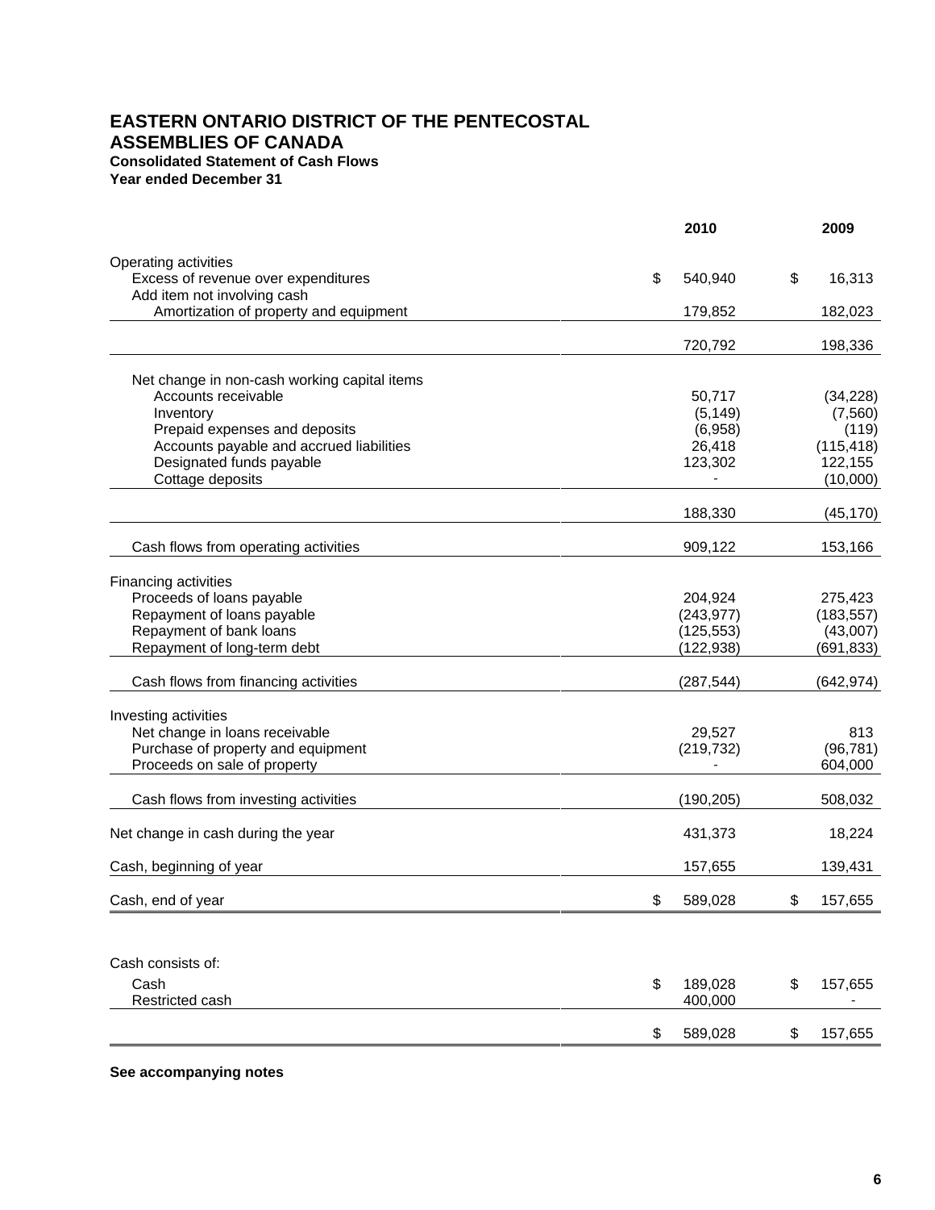# EASTERN ONTARIO DISTRICT OF THE PENTECOSTAL ASSEMBLIES OF CANADA

**Consolidated Statement of Cash Flows**
**Year ended December 31**

| | 2010 | 2009 |
|---|---|---|
| Operating activities | | |
| Excess of revenue over expenditures | $ 540,940 | $ 16,313 |
| Add item not involving cash | | |
| Amortization of property and equipment | 179,852 | 182,023 |
| | 720,792 | 198,336 |
| Net change in non-cash working capital items | | |
| Accounts receivable | 50,717 | (34,228) |
| Inventory | (5,149) | (7,560) |
| Prepaid expenses and deposits | (6,958) | (119) |
| Accounts payable and accrued liabilities | 26,418 | (115,418) |
| Designated funds payable | 123,302 | 122,155 |
| Cottage deposits | - | (10,000) |
| | 188,330 | (45,170) |
| Cash flows from operating activities | 909,122 | 153,166 |
| Financing activities | | |
| Proceeds of loans payable | 204,924 | 275,423 |
| Repayment of loans payable | (243,977) | (183,557) |
| Repayment of bank loans | (125,553) | (43,007) |
| Repayment of long-term debt | (122,938) | (691,833) |
| Cash flows from financing activities | (287,544) | (642,974) |
| Investing activities | | |
| Net change in loans receivable | 29,527 | 813 |
| Purchase of property and equipment | (219,732) | (96,781) |
| Proceeds on sale of property | - | 604,000 |
| Cash flows from investing activities | (190,205) | 508,032 |
| Net change in cash during the year | 431,373 | 18,224 |
| Cash, beginning of year | 157,655 | 139,431 |
| Cash, end of year | $ 589,028 | $ 157,655 |

| Cash consists of: | | |
|---|---|---|
| Cash | $ 189,028 | $ 157,655 |
| Restricted cash | 400,000 | - |
| | $ 589,028 | $ 157,655 |

**See accompanying notes**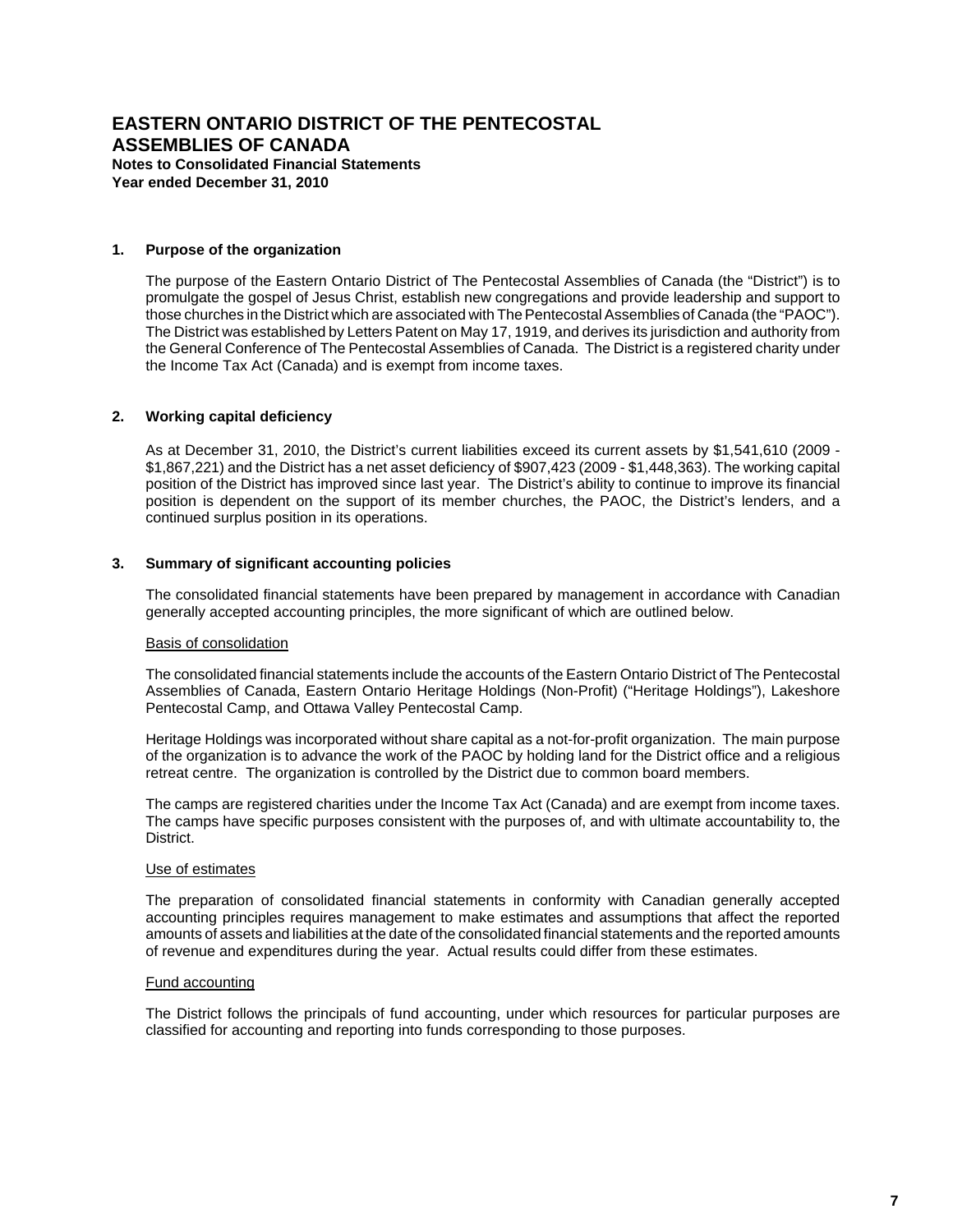# EASTERN ONTARIO DISTRICT OF THE PENTECOSTAL ASSEMBLIES OF CANADA

**Notes to Consolidated Financial Statements**
**Year ended December 31, 2010**

## 1. Purpose of the organization

The purpose of the Eastern Ontario District of The Pentecostal Assemblies of Canada (the "District") is to promulgate the gospel of Jesus Christ, establish new congregations and provide leadership and support to those churches in the District which are associated with The Pentecostal Assemblies of Canada (the "PAOC"). The District was established by Letters Patent on May 17, 1919, and derives its jurisdiction and authority from the General Conference of The Pentecostal Assemblies of Canada. The District is a registered charity under the Income Tax Act (Canada) and is exempt from income taxes.

## 2. Working capital deficiency

As at December 31, 2010, the District's current liabilities exceed its current assets by $1,541,610 (2009 - $1,867,221) and the District has a net asset deficiency of $907,423 (2009 - $1,448,363). The working capital position of the District has improved since last year. The District's ability to continue to improve its financial position is dependent on the support of its member churches, the PAOC, the District's lenders, and a continued surplus position in its operations.

## 3. Summary of significant accounting policies

The consolidated financial statements have been prepared by management in accordance with Canadian generally accepted accounting principles, the more significant of which are outlined below.

Basis of consolidation

The consolidated financial statements include the accounts of the Eastern Ontario District of The Pentecostal Assemblies of Canada, Eastern Ontario Heritage Holdings (Non-Profit) ("Heritage Holdings"), Lakeshore Pentecostal Camp, and Ottawa Valley Pentecostal Camp.

Heritage Holdings was incorporated without share capital as a not-for-profit organization. The main purpose of the organization is to advance the work of the PAOC by holding land for the District office and a religious retreat centre. The organization is controlled by the District due to common board members.

The camps are registered charities under the Income Tax Act (Canada) and are exempt from income taxes. The camps have specific purposes consistent with the purposes of, and with ultimate accountability to, the District.

Use of estimates

The preparation of consolidated financial statements in conformity with Canadian generally accepted accounting principles requires management to make estimates and assumptions that affect the reported amounts of assets and liabilities at the date of the consolidated financial statements and the reported amounts of revenue and expenditures during the year. Actual results could differ from these estimates.

Fund accounting

The District follows the principals of fund accounting, under which resources for particular purposes are classified for accounting and reporting into funds corresponding to those purposes.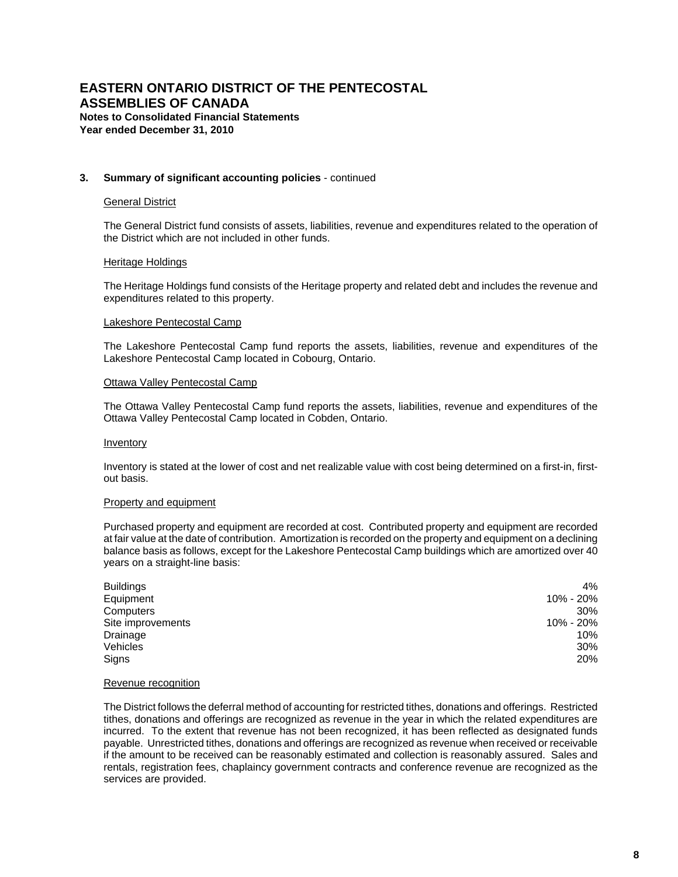# EASTERN ONTARIO DISTRICT OF THE PENTECOSTAL ASSEMBLIES OF CANADA

**Notes to Consolidated Financial Statements**
**Year ended December 31, 2010**

**3. Summary of significant accounting policies** - continued

General District

The General District fund consists of assets, liabilities, revenue and expenditures related to the operation of the District which are not included in other funds.

Heritage Holdings

The Heritage Holdings fund consists of the Heritage property and related debt and includes the revenue and expenditures related to this property.

Lakeshore Pentecostal Camp

The Lakeshore Pentecostal Camp fund reports the assets, liabilities, revenue and expenditures of the Lakeshore Pentecostal Camp located in Cobourg, Ontario.

Ottawa Valley Pentecostal Camp

The Ottawa Valley Pentecostal Camp fund reports the assets, liabilities, revenue and expenditures of the Ottawa Valley Pentecostal Camp located in Cobden, Ontario.

Inventory

Inventory is stated at the lower of cost and net realizable value with cost being determined on a first-in, first-out basis.

Property and equipment

Purchased property and equipment are recorded at cost. Contributed property and equipment are recorded at fair value at the date of contribution. Amortization is recorded on the property and equipment on a declining balance basis as follows, except for the Lakeshore Pentecostal Camp buildings which are amortized over 40 years on a straight-line basis:

| | |
|---|---|
| Buildings | 4% |
| Equipment | 10% - 20% |
| Computers | 30% |
| Site improvements | 10% - 20% |
| Drainage | 10% |
| Vehicles | 30% |
| Signs | 20% |

Revenue recognition

The District follows the deferral method of accounting for restricted tithes, donations and offerings. Restricted tithes, donations and offerings are recognized as revenue in the year in which the related expenditures are incurred. To the extent that revenue has not been recognized, it has been reflected as designated funds payable. Unrestricted tithes, donations and offerings are recognized as revenue when received or receivable if the amount to be received can be reasonably estimated and collection is reasonably assured. Sales and rentals, registration fees, chaplaincy government contracts and conference revenue are recognized as the services are provided.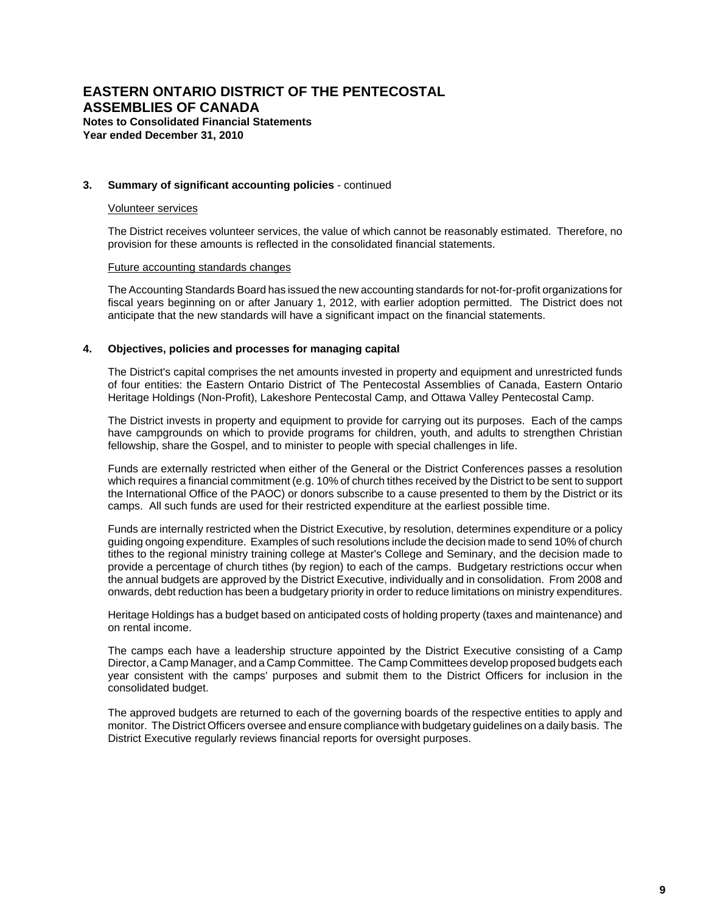# EASTERN ONTARIO DISTRICT OF THE PENTECOSTAL ASSEMBLIES OF CANADA

**Notes to Consolidated Financial Statements**
**Year ended December 31, 2010**

## 3. Summary of significant accounting policies - continued

Volunteer services

The District receives volunteer services, the value of which cannot be reasonably estimated. Therefore, no provision for these amounts is reflected in the consolidated financial statements.

Future accounting standards changes

The Accounting Standards Board has issued the new accounting standards for not-for-profit organizations for fiscal years beginning on or after January 1, 2012, with earlier adoption permitted. The District does not anticipate that the new standards will have a significant impact on the financial statements.

## 4. Objectives, policies and processes for managing capital

The District's capital comprises the net amounts invested in property and equipment and unrestricted funds of four entities: the Eastern Ontario District of The Pentecostal Assemblies of Canada, Eastern Ontario Heritage Holdings (Non-Profit), Lakeshore Pentecostal Camp, and Ottawa Valley Pentecostal Camp.

The District invests in property and equipment to provide for carrying out its purposes. Each of the camps have campgrounds on which to provide programs for children, youth, and adults to strengthen Christian fellowship, share the Gospel, and to minister to people with special challenges in life.

Funds are externally restricted when either of the General or the District Conferences passes a resolution which requires a financial commitment (e.g. 10% of church tithes received by the District to be sent to support the International Office of the PAOC) or donors subscribe to a cause presented to them by the District or its camps. All such funds are used for their restricted expenditure at the earliest possible time.

Funds are internally restricted when the District Executive, by resolution, determines expenditure or a policy guiding ongoing expenditure. Examples of such resolutions include the decision made to send 10% of church tithes to the regional ministry training college at Master's College and Seminary, and the decision made to provide a percentage of church tithes (by region) to each of the camps. Budgetary restrictions occur when the annual budgets are approved by the District Executive, individually and in consolidation. From 2008 and onwards, debt reduction has been a budgetary priority in order to reduce limitations on ministry expenditures.

Heritage Holdings has a budget based on anticipated costs of holding property (taxes and maintenance) and on rental income.

The camps each have a leadership structure appointed by the District Executive consisting of a Camp Director, a Camp Manager, and a Camp Committee. The Camp Committees develop proposed budgets each year consistent with the camps' purposes and submit them to the District Officers for inclusion in the consolidated budget.

The approved budgets are returned to each of the governing boards of the respective entities to apply and monitor. The District Officers oversee and ensure compliance with budgetary guidelines on a daily basis. The District Executive regularly reviews financial reports for oversight purposes.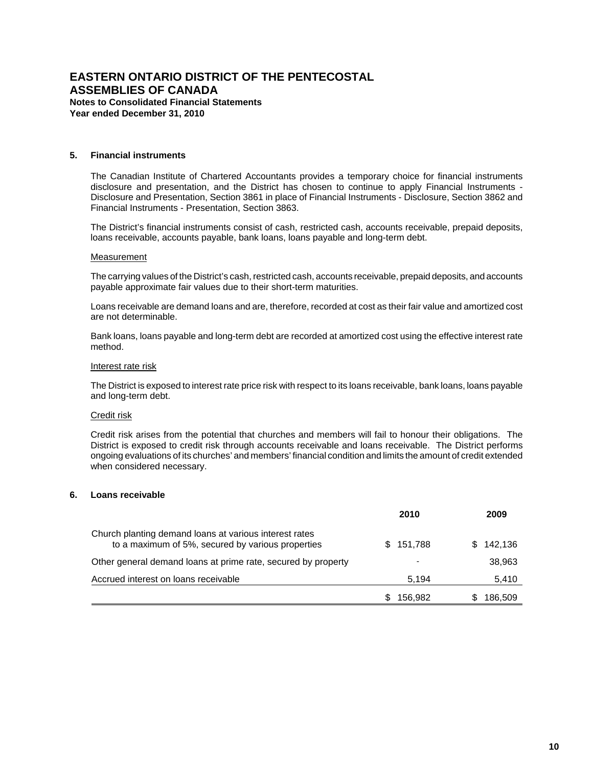# EASTERN ONTARIO DISTRICT OF THE PENTECOSTAL ASSEMBLIES OF CANADA

**Notes to Consolidated Financial Statements**
**Year ended December 31, 2010**

## 5. Financial instruments

The Canadian Institute of Chartered Accountants provides a temporary choice for financial instruments disclosure and presentation, and the District has chosen to continue to apply Financial Instruments - Disclosure and Presentation, Section 3861 in place of Financial Instruments - Disclosure, Section 3862 and Financial Instruments - Presentation, Section 3863.

The District's financial instruments consist of cash, restricted cash, accounts receivable, prepaid deposits, loans receivable, accounts payable, bank loans, loans payable and long-term debt.

Measurement

The carrying values of the District's cash, restricted cash, accounts receivable, prepaid deposits, and accounts payable approximate fair values due to their short-term maturities.

Loans receivable are demand loans and are, therefore, recorded at cost as their fair value and amortized cost are not determinable.

Bank loans, loans payable and long-term debt are recorded at amortized cost using the effective interest rate method.

Interest rate risk

The District is exposed to interest rate price risk with respect to its loans receivable, bank loans, loans payable and long-term debt.

Credit risk

Credit risk arises from the potential that churches and members will fail to honour their obligations. The District is exposed to credit risk through accounts receivable and loans receivable. The District performs ongoing evaluations of its churches' and members' financial condition and limits the amount of credit extended when considered necessary.

## 6. Loans receivable

| | 2010 | 2009 |
|---|---|---|
| Church planting demand loans at various interest rates to a maximum of 5%, secured by various properties | $ 151,788 | $ 142,136 |
| Other general demand loans at prime rate, secured by property | - | 38,963 |
| Accrued interest on loans receivable | 5,194 | 5,410 |
| | $ 156,982 | $ 186,509 |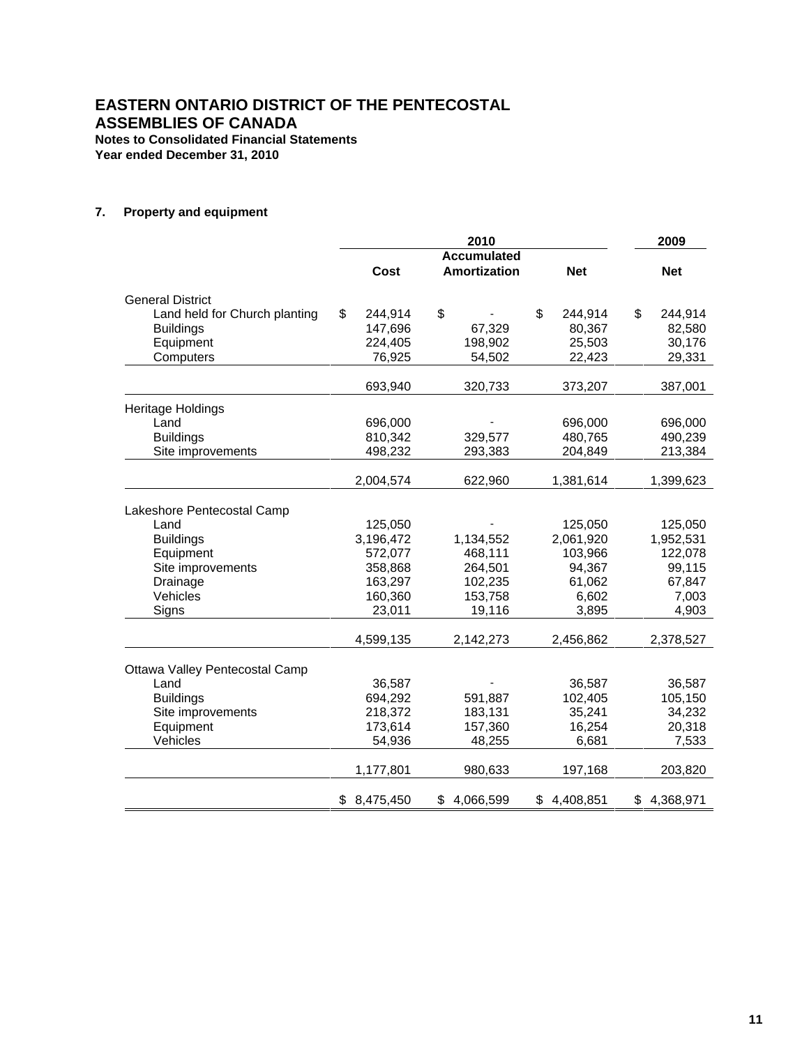# EASTERN ONTARIO DISTRICT OF THE PENTECOSTAL ASSEMBLIES OF CANADA

**Notes to Consolidated Financial Statements**
**Year ended December 31, 2010**

## 7. Property and equipment

| | 2010 | | | 2009 |
|---|---|---|---|---|
| | Cost | Accumulated Amortization | Net | Net |
| **General District** | | | | |
| Land held for Church planting | $ 244,914 | $ - | $ 244,914 | $ 244,914 |
| Buildings | 147,696 | 67,329 | 80,367 | 82,580 |
| Equipment | 224,405 | 198,902 | 25,503 | 30,176 |
| Computers | 76,925 | 54,502 | 22,423 | 29,331 |
| | 693,940 | 320,733 | 373,207 | 387,001 |
| **Heritage Holdings** | | | | |
| Land | 696,000 | - | 696,000 | 696,000 |
| Buildings | 810,342 | 329,577 | 480,765 | 490,239 |
| Site improvements | 498,232 | 293,383 | 204,849 | 213,384 |
| | 2,004,574 | 622,960 | 1,381,614 | 1,399,623 |
| **Lakeshore Pentecostal Camp** | | | | |
| Land | 125,050 | - | 125,050 | 125,050 |
| Buildings | 3,196,472 | 1,134,552 | 2,061,920 | 1,952,531 |
| Equipment | 572,077 | 468,111 | 103,966 | 122,078 |
| Site improvements | 358,868 | 264,501 | 94,367 | 99,115 |
| Drainage | 163,297 | 102,235 | 61,062 | 67,847 |
| Vehicles | 160,360 | 153,758 | 6,602 | 7,003 |
| Signs | 23,011 | 19,116 | 3,895 | 4,903 |
| | 4,599,135 | 2,142,273 | 2,456,862 | 2,378,527 |
| **Ottawa Valley Pentecostal Camp** | | | | |
| Land | 36,587 | - | 36,587 | 36,587 |
| Buildings | 694,292 | 591,887 | 102,405 | 105,150 |
| Site improvements | 218,372 | 183,131 | 35,241 | 34,232 |
| Equipment | 173,614 | 157,360 | 16,254 | 20,318 |
| Vehicles | 54,936 | 48,255 | 6,681 | 7,533 |
| | 1,177,801 | 980,633 | 197,168 | 203,820 |
| | $ 8,475,450 | $ 4,066,599 | $ 4,408,851 | $ 4,368,971 |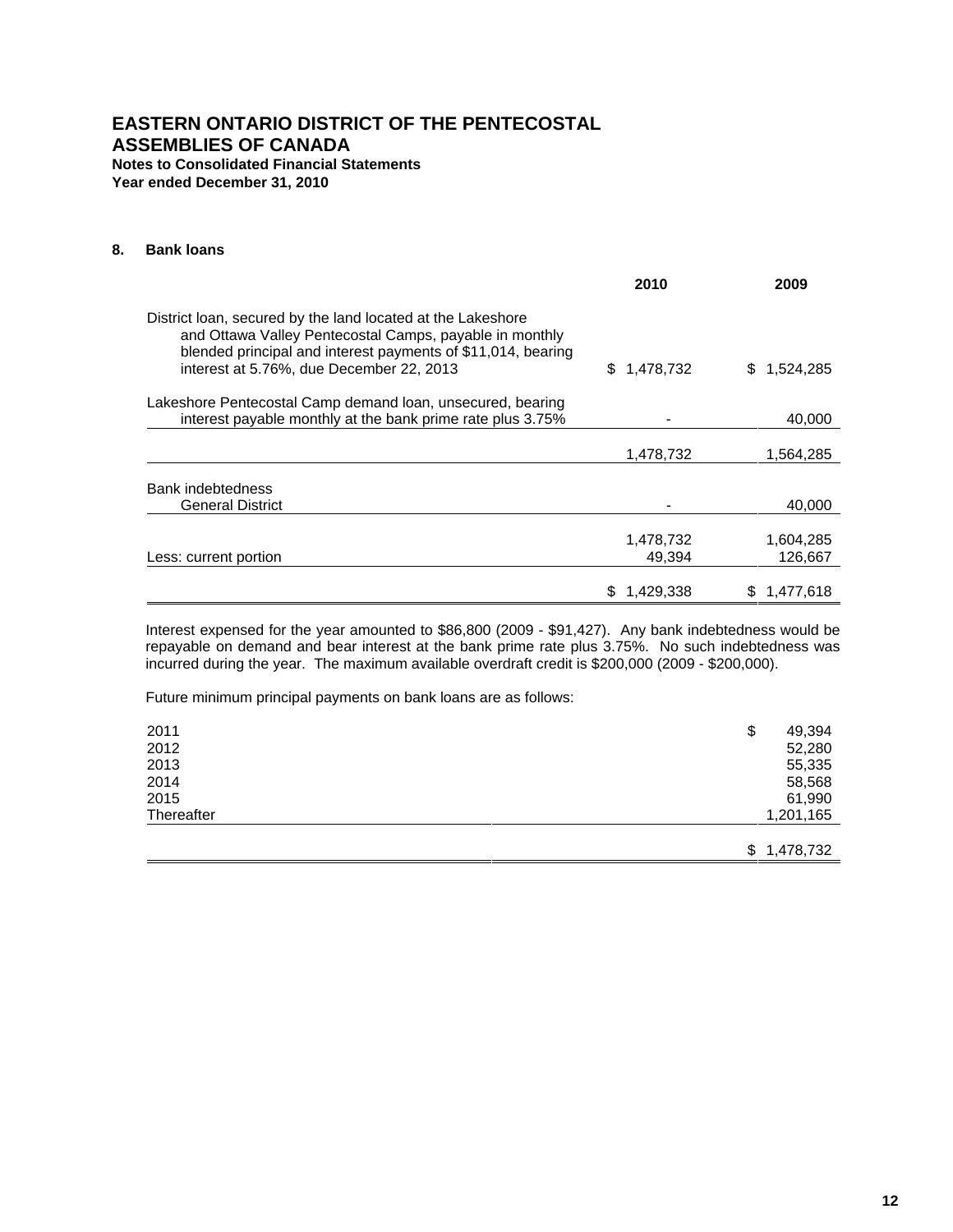**EASTERN ONTARIO DISTRICT OF THE PENTECOSTAL ASSEMBLIES OF CANADA**
**Notes to Consolidated Financial Statements**
**Year ended December 31, 2010**

## 8. Bank loans

| | 2010 | 2009 |
|---|---|---|
| District loan, secured by the land located at the Lakeshore and Ottawa Valley Pentecostal Camps, payable in monthly blended principal and interest payments of $11,014, bearing interest at 5.76%, due December 22, 2013 | $ 1,478,732 | $ 1,524,285 |
| Lakeshore Pentecostal Camp demand loan, unsecured, bearing interest payable monthly at the bank prime rate plus 3.75% | - | 40,000 |
| | 1,478,732 | 1,564,285 |
| Bank indebtedness | | |
| General District | - | 40,000 |
| | 1,478,732 | 1,604,285 |
| Less: current portion | 49,394 | 126,667 |
| | $ 1,429,338 | $ 1,477,618 |

Interest expensed for the year amounted to $86,800 (2009 - $91,427). Any bank indebtedness would be repayable on demand and bear interest at the bank prime rate plus 3.75%. No such indebtedness was incurred during the year. The maximum available overdraft credit is $200,000 (2009 - $200,000).

Future minimum principal payments on bank loans are as follows:

| | |
|---|---|
| 2011 | $ 49,394 |
| 2012 | 52,280 |
| 2013 | 55,335 |
| 2014 | 58,568 |
| 2015 | 61,990 |
| Thereafter | 1,201,165 |
| | $ 1,478,732 |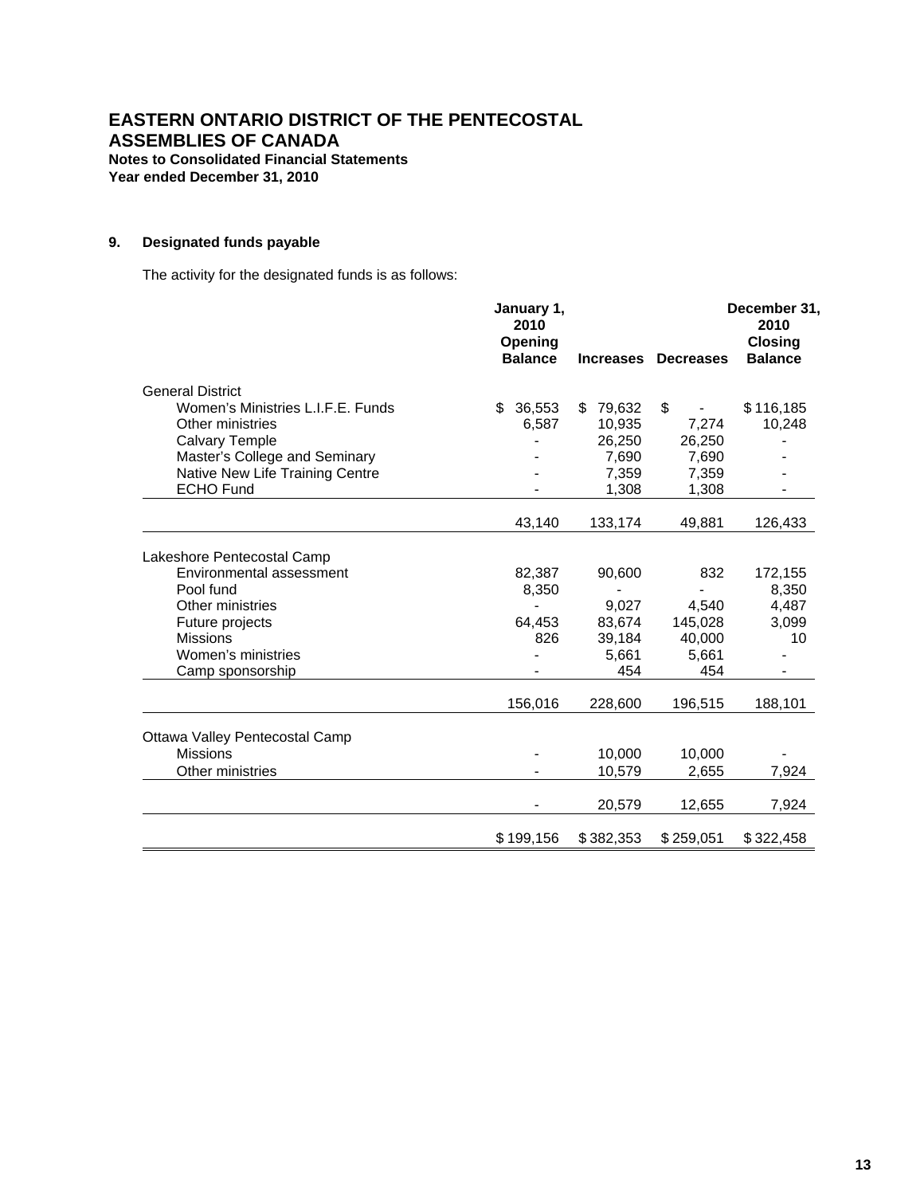# EASTERN ONTARIO DISTRICT OF THE PENTECOSTAL ASSEMBLIES OF CANADA

**Notes to Consolidated Financial Statements**
**Year ended December 31, 2010**

## 9. Designated funds payable

The activity for the designated funds is as follows:

| | January 1, 2010 Opening Balance | Increases | Decreases | December 31, 2010 Closing Balance |
|---|---|---|---|---|
| General District | | | | |
| Women's Ministries L.I.F.E. Funds | $ 36,553 | $ 79,632 | $ - | $ 116,185 |
| Other ministries | 6,587 | 10,935 | 7,274 | 10,248 |
| Calvary Temple | - | 26,250 | 26,250 | - |
| Master's College and Seminary | - | 7,690 | 7,690 | - |
| Native New Life Training Centre | - | 7,359 | 7,359 | - |
| ECHO Fund | - | 1,308 | 1,308 | - |
| | 43,140 | 133,174 | 49,881 | 126,433 |
| Lakeshore Pentecostal Camp | | | | |
| Environmental assessment | 82,387 | 90,600 | 832 | 172,155 |
| Pool fund | 8,350 | - | - | 8,350 |
| Other ministries | - | 9,027 | 4,540 | 4,487 |
| Future projects | 64,453 | 83,674 | 145,028 | 3,099 |
| Missions | 826 | 39,184 | 40,000 | 10 |
| Women's ministries | - | 5,661 | 5,661 | - |
| Camp sponsorship | - | 454 | 454 | - |
| | 156,016 | 228,600 | 196,515 | 188,101 |
| Ottawa Valley Pentecostal Camp | | | | |
| Missions | - | 10,000 | 10,000 | - |
| Other ministries | - | 10,579 | 2,655 | 7,924 |
| | - | 20,579 | 12,655 | 7,924 |
| | $ 199,156 | $ 382,353 | $ 259,051 | $ 322,458 |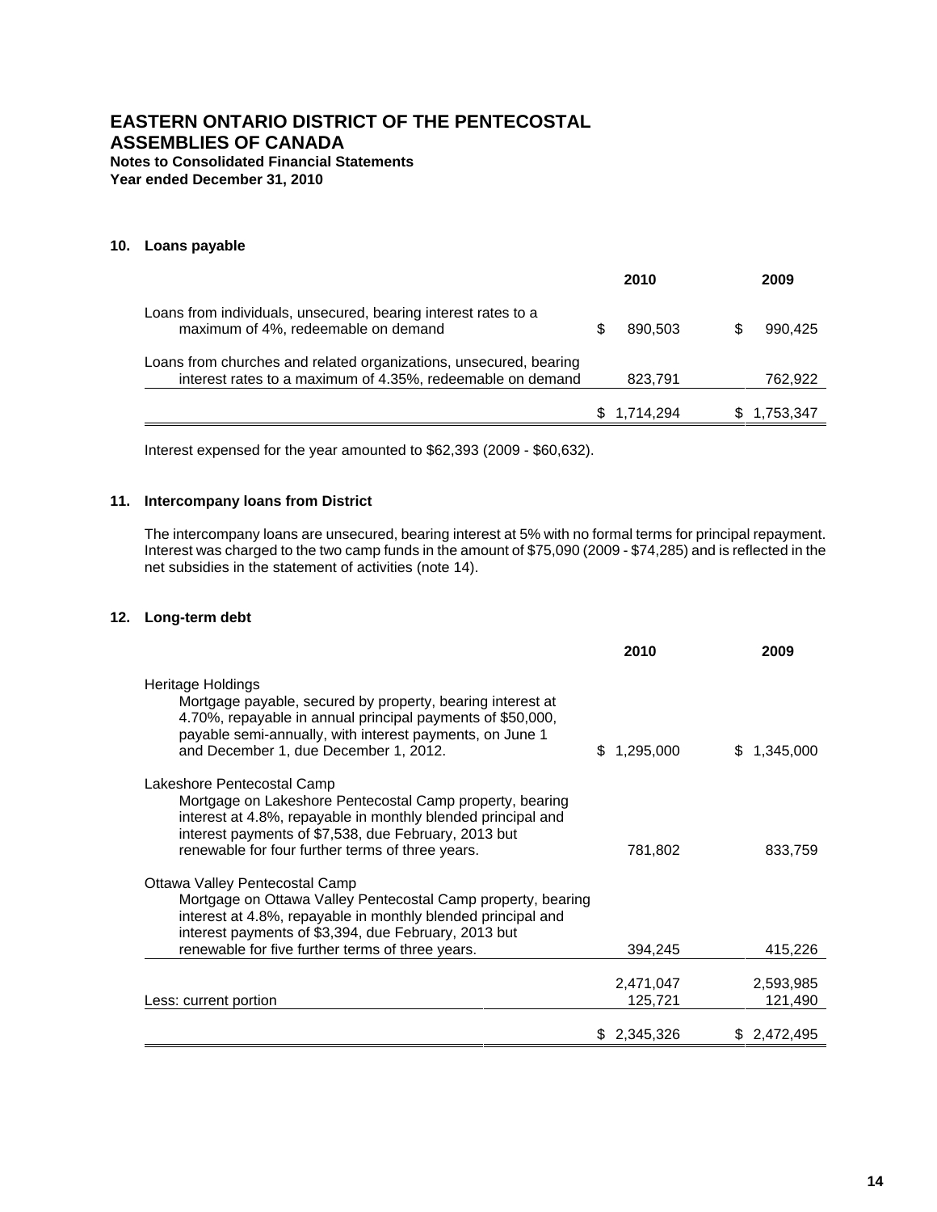# EASTERN ONTARIO DISTRICT OF THE PENTECOSTAL ASSEMBLIES OF CANADA

**Notes to Consolidated Financial Statements**
**Year ended December 31, 2010**

## 10. Loans payable

| | 2010 | 2009 |
|---|---|---|
| Loans from individuals, unsecured, bearing interest rates to a maximum of 4%, redeemable on demand | $ 890,503 | $ 990,425 |
| Loans from churches and related organizations, unsecured, bearing interest rates to a maximum of 4.35%, redeemable on demand | 823,791 | 762,922 |
| | $ 1,714,294 | $ 1,753,347 |

Interest expensed for the year amounted to $62,393 (2009 - $60,632).

## 11. Intercompany loans from District

The intercompany loans are unsecured, bearing interest at 5% with no formal terms for principal repayment. Interest was charged to the two camp funds in the amount of $75,090 (2009 - $74,285) and is reflected in the net subsidies in the statement of activities (note 14).

## 12. Long-term debt

| | 2010 | 2009 |
|---|---|---|
| Heritage Holdings<br>Mortgage payable, secured by property, bearing interest at 4.70%, repayable in annual principal payments of $50,000, payable semi-annually, with interest payments, on June 1 and December 1, due December 1, 2012. | $ 1,295,000 | $ 1,345,000 |
| Lakeshore Pentecostal Camp<br>Mortgage on Lakeshore Pentecostal Camp property, bearing interest at 4.8%, repayable in monthly blended principal and interest payments of $7,538, due February, 2013 but renewable for four further terms of three years. | 781,802 | 833,759 |
| Ottawa Valley Pentecostal Camp<br>Mortgage on Ottawa Valley Pentecostal Camp property, bearing interest at 4.8%, repayable in monthly blended principal and interest payments of $3,394, due February, 2013 but renewable for five further terms of three years. | 394,245 | 415,226 |
| | 2,471,047 | 2,593,985 |
| Less: current portion | 125,721 | 121,490 |
| | $ 2,345,326 | $ 2,472,495 |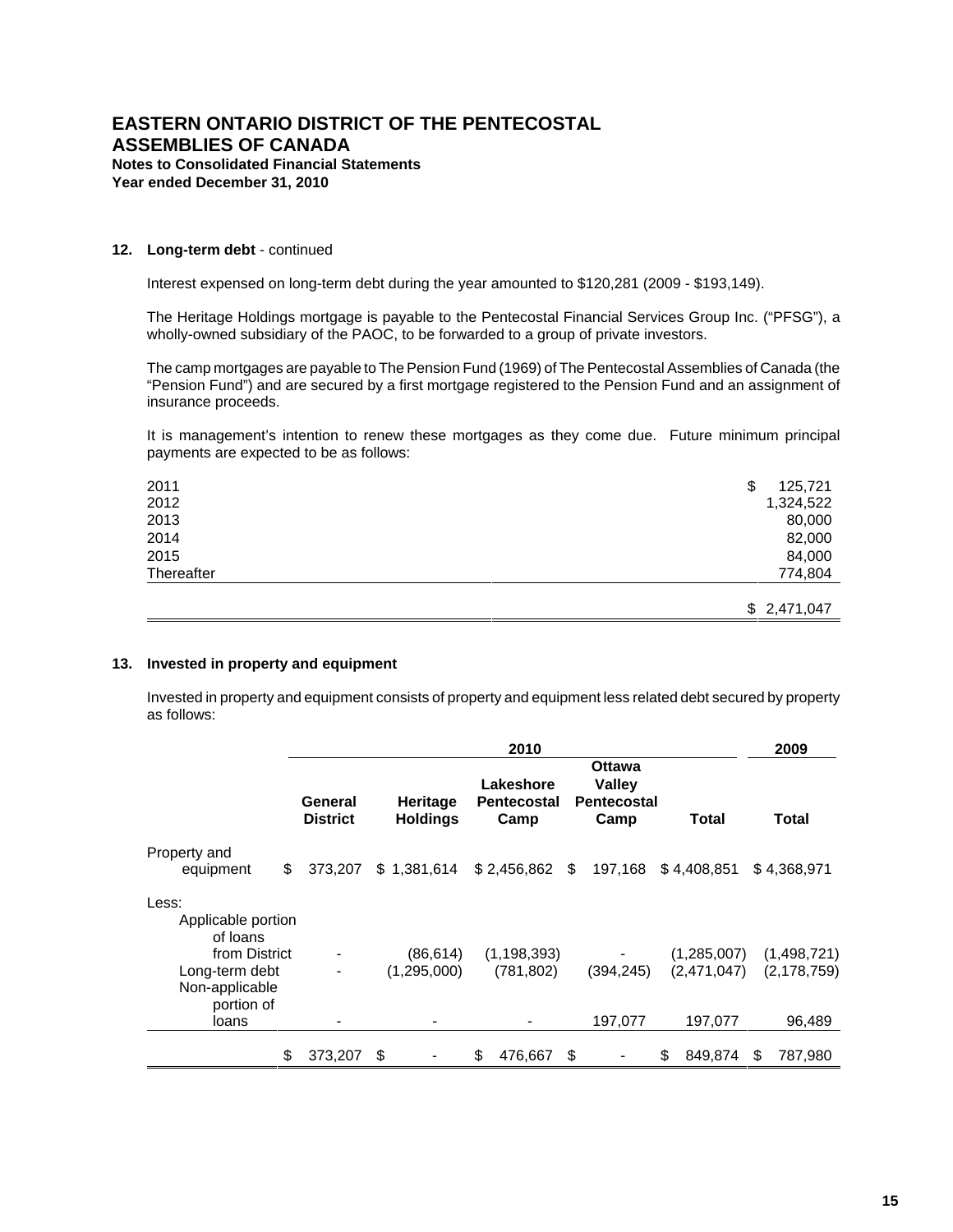# EASTERN ONTARIO DISTRICT OF THE PENTECOSTAL ASSEMBLIES OF CANADA

**Notes to Consolidated Financial Statements**
**Year ended December 31, 2010**

**12. Long-term debt** - continued

Interest expensed on long-term debt during the year amounted to $120,281 (2009 - $193,149).

The Heritage Holdings mortgage is payable to the Pentecostal Financial Services Group Inc. ("PFSG"), a wholly-owned subsidiary of the PAOC, to be forwarded to a group of private investors.

The camp mortgages are payable to The Pension Fund (1969) of The Pentecostal Assemblies of Canada (the "Pension Fund") and are secured by a first mortgage registered to the Pension Fund and an assignment of insurance proceeds.

It is management's intention to renew these mortgages as they come due. Future minimum principal payments are expected to be as follows:

| | |
|---|---|
| 2011 | $ 125,721 |
| 2012 | 1,324,522 |
| 2013 | 80,000 |
| 2014 | 82,000 |
| 2015 | 84,000 |
| Thereafter | 774,804 |
| | $ 2,471,047 |

**13. Invested in property and equipment**

Invested in property and equipment consists of property and equipment less related debt secured by property as follows:

| | 2010 | | | | | 2009 |
|---|---|---|---|---|---|---|
| | **General District** | **Heritage Holdings** | **Lakeshore Pentecostal Camp** | **Ottawa Valley Pentecostal Camp** | **Total** | **Total** |
| Property and equipment | $ 373,207 | $ 1,381,614 | $ 2,456,862 | $ 197,168 | $ 4,408,851 | $ 4,368,971 |
| Less: | | | | | | |
| Applicable portion of loans from District | - | (86,614) | (1,198,393) | - | (1,285,007) | (1,498,721) |
| Long-term debt | - | (1,295,000) | (781,802) | (394,245) | (2,471,047) | (2,178,759) |
| Non-applicable portion of loans | - | - | - | 197,077 | 197,077 | 96,489 |
| | $ 373,207 | $ - | $ 476,667 | $ - | $ 849,874 | $ 787,980 |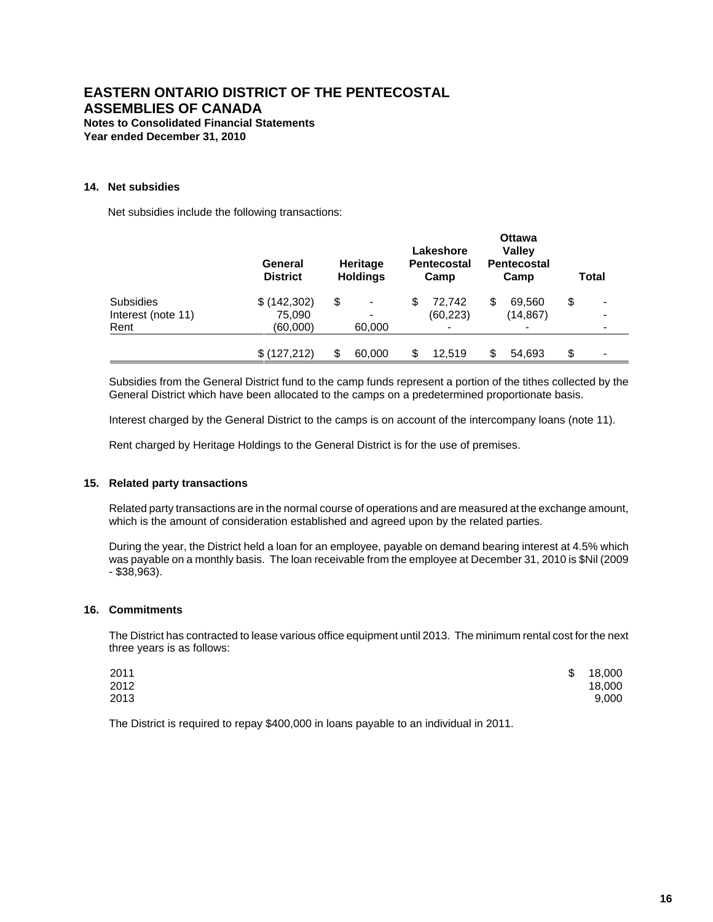# EASTERN ONTARIO DISTRICT OF THE PENTECOSTAL ASSEMBLIES OF CANADA

**Notes to Consolidated Financial Statements**
**Year ended December 31, 2010**

### 14. Net subsidies

Net subsidies include the following transactions:

| | General District | Heritage Holdings | Lakeshore Pentecostal Camp | Ottawa Valley Pentecostal Camp | Total |
|---|---|---|---|---|---|
| Subsidies | $ (142,302) | $ - | $ 72,742 | $ 69,560 | $ - |
| Interest (note 11) | 75,090 | - | (60,223) | (14,867) | - |
| Rent | (60,000) | 60,000 | - | - | - |
| | $ (127,212) | $ 60,000 | $ 12,519 | $ 54,693 | $ - |

Subsidies from the General District fund to the camp funds represent a portion of the tithes collected by the General District which have been allocated to the camps on a predetermined proportionate basis.

Interest charged by the General District to the camps is on account of the intercompany loans (note 11).

Rent charged by Heritage Holdings to the General District is for the use of premises.

### 15. Related party transactions

Related party transactions are in the normal course of operations and are measured at the exchange amount, which is the amount of consideration established and agreed upon by the related parties.

During the year, the District held a loan for an employee, payable on demand bearing interest at 4.5% which was payable on a monthly basis. The loan receivable from the employee at December 31, 2010 is $Nil (2009 - $38,963).

### 16. Commitments

The District has contracted to lease various office equipment until 2013. The minimum rental cost for the next three years is as follows:

| | |
|---|---|
| 2011 | $ 18,000 |
| 2012 | 18,000 |
| 2013 | 9,000 |

The District is required to repay $400,000 in loans payable to an individual in 2011.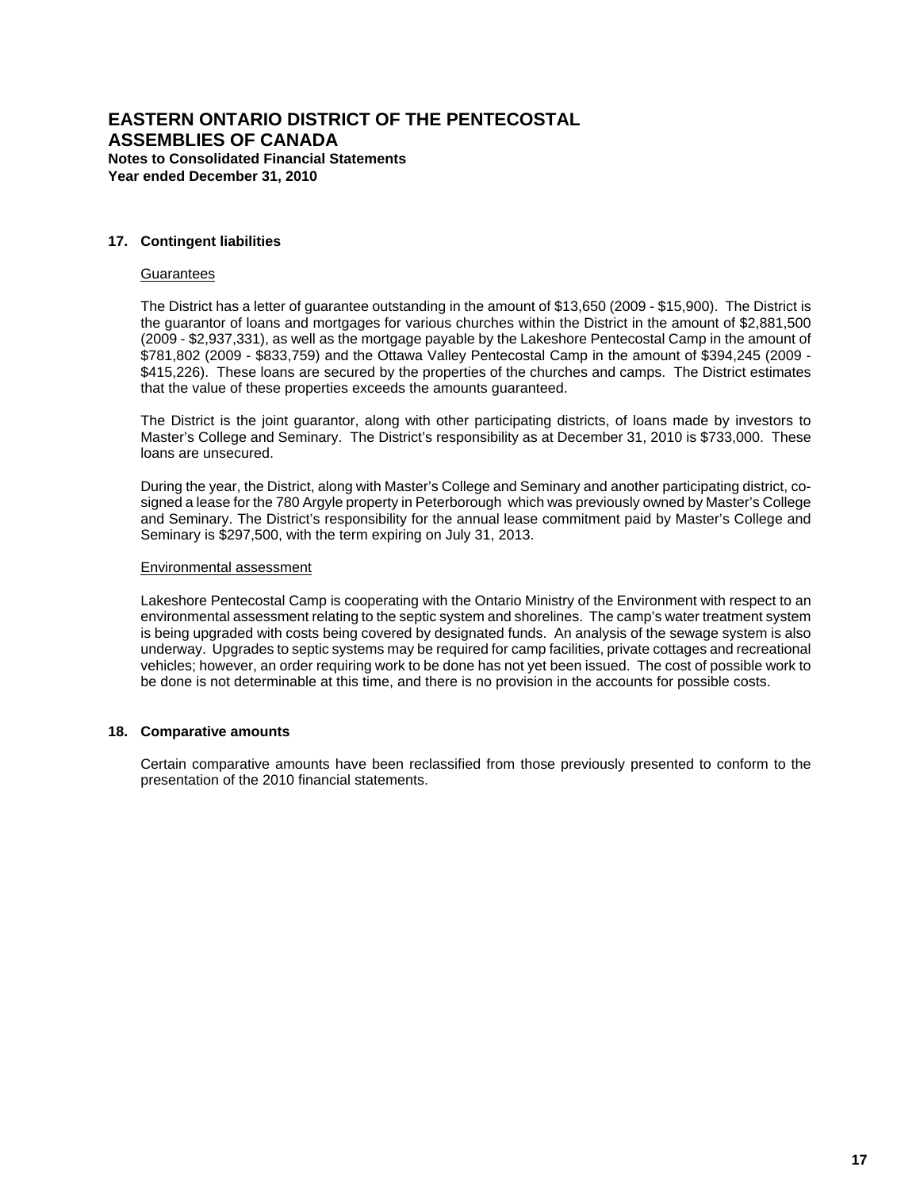# EASTERN ONTARIO DISTRICT OF THE PENTECOSTAL ASSEMBLIES OF CANADA

**Notes to Consolidated Financial Statements**
**Year ended December 31, 2010**

## 17. Contingent liabilities

Guarantees

The District has a letter of guarantee outstanding in the amount of $13,650 (2009 - $15,900). The District is the guarantor of loans and mortgages for various churches within the District in the amount of $2,881,500 (2009 - $2,937,331), as well as the mortgage payable by the Lakeshore Pentecostal Camp in the amount of $781,802 (2009 - $833,759) and the Ottawa Valley Pentecostal Camp in the amount of $394,245 (2009 - $415,226). These loans are secured by the properties of the churches and camps. The District estimates that the value of these properties exceeds the amounts guaranteed.

The District is the joint guarantor, along with other participating districts, of loans made by investors to Master's College and Seminary. The District's responsibility as at December 31, 2010 is $733,000. These loans are unsecured.

During the year, the District, along with Master's College and Seminary and another participating district, co-signed a lease for the 780 Argyle property in Peterborough which was previously owned by Master's College and Seminary. The District's responsibility for the annual lease commitment paid by Master's College and Seminary is $297,500, with the term expiring on July 31, 2013.

Environmental assessment

Lakeshore Pentecostal Camp is cooperating with the Ontario Ministry of the Environment with respect to an environmental assessment relating to the septic system and shorelines. The camp's water treatment system is being upgraded with costs being covered by designated funds. An analysis of the sewage system is also underway. Upgrades to septic systems may be required for camp facilities, private cottages and recreational vehicles; however, an order requiring work to be done has not yet been issued. The cost of possible work to be done is not determinable at this time, and there is no provision in the accounts for possible costs.

## 18. Comparative amounts

Certain comparative amounts have been reclassified from those previously presented to conform to the presentation of the 2010 financial statements.